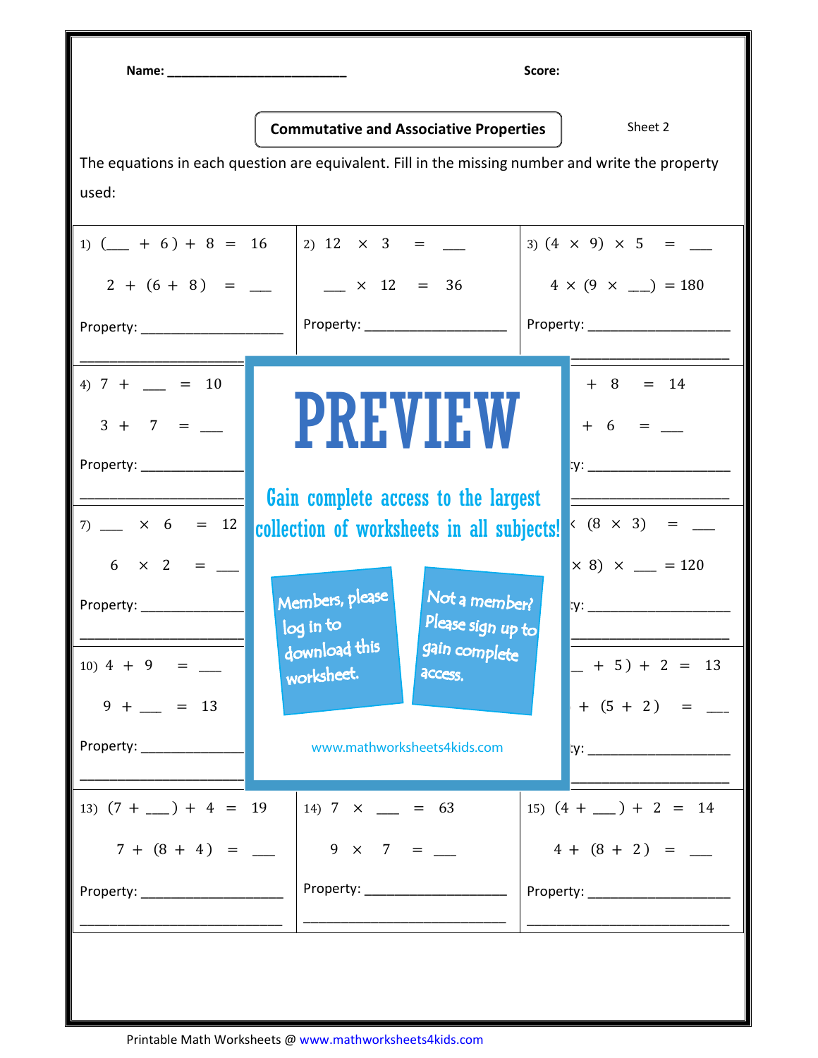Name: ___________________________ Score:

## Commutative and Associative Properties

Sheet 2

The equations in each question are equivalent. Fill in the missing number and write the property used:

1) $( \_\_\_ + 6 ) + 8 = 16$

$2 + (6 + 8) = \_\_\_$

Property: ____________________

2) $12 \times 3 = \_\_\_$

$\_\_\_ \times 12 = 36$

Property: ____________________

3) $(4 \times 9) \times 5 = \_\_\_$

$4 \times (9 \times \_\_\_) = 180$

Property: ____________________

4) $7 + \_\_\_ = 10$

$3 + 7 = \_\_\_$

Property: ____________________

$+ 8 = 14$

$+ 6 = \_\_\_$

Property: ____________________

7) $\_\_\_ \times 6 = 12$

$6 \times 2 = \_\_\_$

Property: ____________________

$\times (8 \times 3) = \_\_\_$

$\times 8) \times \_\_\_ = 120$

Property: ____________________

10) $4 + 9 = \_\_\_$

$9 + \_\_\_ = 13$

Property: ____________________

$\_\_\_ + 5) + 2 = 13$

$+ (5 + 2) = \_\_\_$

Property: ____________________

PREVIEW

Gain complete access to the largest collection of worksheets in all subjects!

Members, please log in to download this worksheet.

Not a member? Please sign up to gain complete access.

www.mathworksheets4kids.com

13) $(7 + \_\_\_) + 4 = 19$

$7 + (8 + 4) = \_\_\_$

Property: ____________________

14) $7 \times \_\_\_ = 63$

$9 \times 7 = \_\_\_$

Property: ____________________

15) $(4 + \_\_\_) + 2 = 14$

$4 + (8 + 2) = \_\_\_$

Property: ____________________

Printable Math Worksheets @ www.mathworksheets4kids.com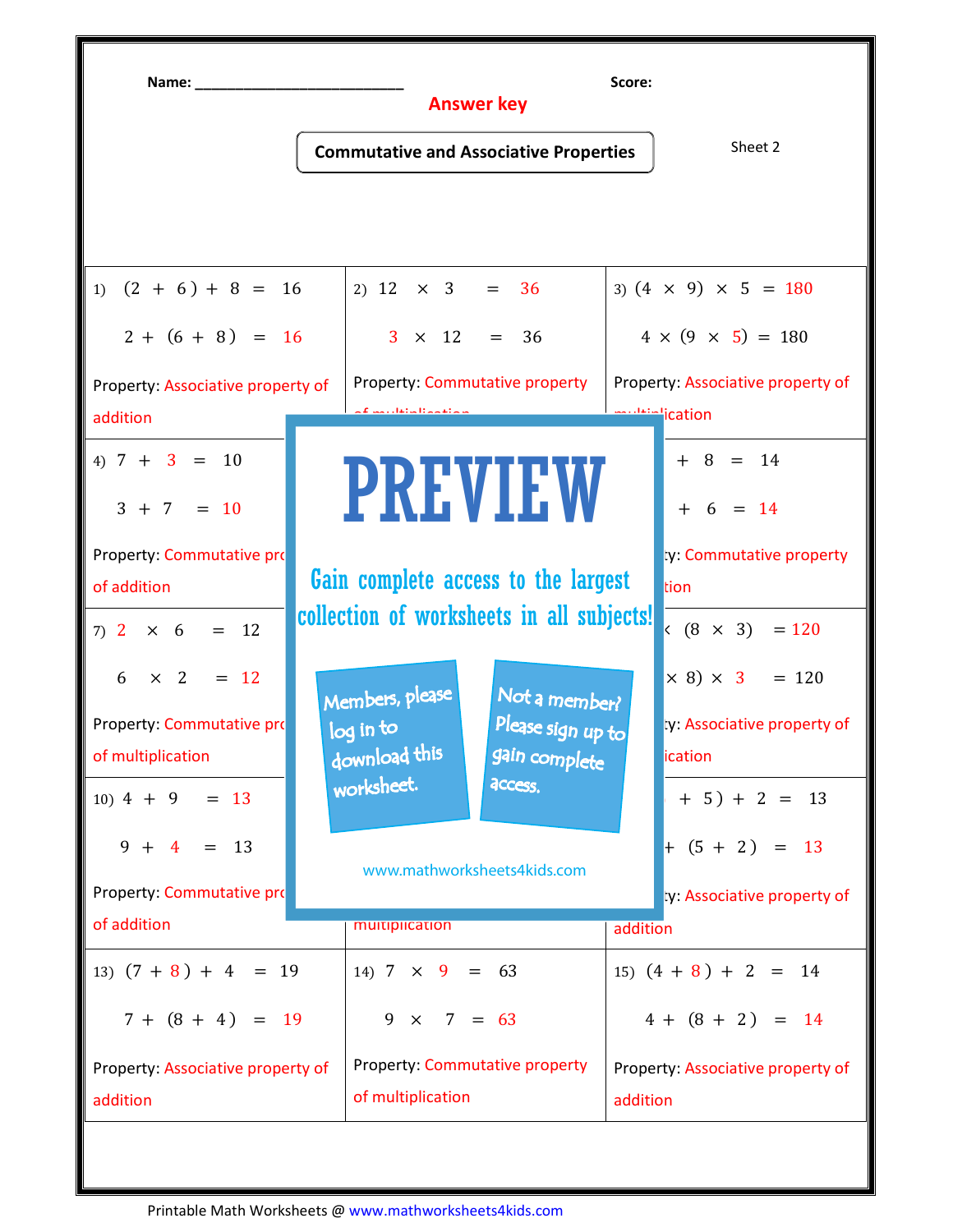Name: ___________________________ Score:

**Answer key**

## Commutative and Associative Properties

Sheet 2

| | | |
|---|---|---|
| 1) $(2 + 6) + 8 = 16$<br>$2 + (6 + 8) = 16$<br>Property: Associative property of addition | 2) $12 \times 3 = 36$<br>$3 \times 12 = 36$<br>Property: Commutative property of multiplication | 3) $(4 \times 9) \times 5 = 180$<br>$4 \times (9 \times 5) = 180$<br>Property: Associative property of multiplication |
| 4) $7 + 3 = 10$<br>$3 + 7 = 10$<br>Property: Commutative pro... of addition | | ... $+ 8 = 14$<br>... $+ 6 = 14$<br>...ty: Commutative property ...tion |
| 7) $2 \times 6 = 12$<br>$6 \times 2 = 12$<br>Property: Commutative pro... of multiplication | | ... $(8 \times 3) = 120$<br>... $\times 8) \times 3 = 120$<br>...ty: Associative property of ...ication |
| 10) $4 + 9 = 13$<br>$9 + 4 = 13$<br>Property: Commutative pro... of addition | ... multiplication | ... $+ 5) + 2 = 13$<br>... $+ (5 + 2) = 13$<br>...ty: Associative property of addition |
| 13) $(7 + 8) + 4 = 19$<br>$7 + (8 + 4) = 19$<br>Property: Associative property of addition | 14) $7 \times 9 = 63$<br>$9 \times 7 = 63$<br>Property: Commutative property of multiplication | 15) $(4 + 8) + 2 = 14$<br>$4 + (8 + 2) = 14$<br>Property: Associative property of addition |

PREVIEW

Gain complete access to the largest collection of worksheets in all subjects!

Members, please log in to download this worksheet.

Not a member? Please sign up to gain complete access.

www.mathworksheets4kids.com

Printable Math Worksheets @ www.mathworksheets4kids.com